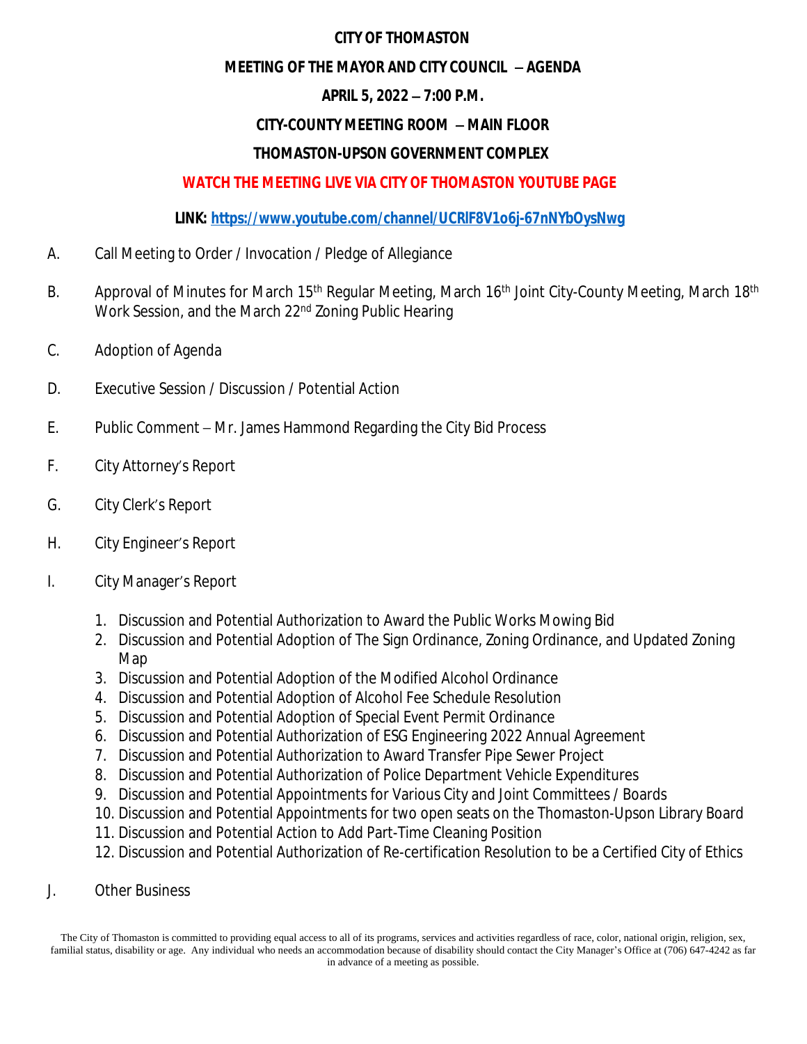# CITY OF THOMASTON

## MEETING OF THE MAYOR AND CITY COUNCIL – AGENDA

## APRIL 5, 2022 – 7:00 P.M.

## CITY-COUNTY MEETING ROOM – MAIN FLOOR

## THOMASTON-UPSON GOVERNMENT COMPLEX

**WATCH THE MEETING LIVE VIA CITY OF THOMASTON YOUTUBE PAGE**

**LINK: https://www.youtube.com/channel/UCRIF8V1o6j-67nNYbOysNwg**

A. Call Meeting to Order / Invocation / Pledge of Allegiance

B. Approval of Minutes for March 15th Regular Meeting, March 16th Joint City-County Meeting, March 18th Work Session, and the March 22nd Zoning Public Hearing

C. Adoption of Agenda

D. Executive Session / Discussion / Potential Action

E. Public Comment – Mr. James Hammond Regarding the City Bid Process

F. City Attorney's Report

G. City Clerk's Report

H. City Engineer's Report

I. City Manager's Report

1. Discussion and Potential Authorization to Award the Public Works Mowing Bid
2. Discussion and Potential Adoption of The Sign Ordinance, Zoning Ordinance, and Updated Zoning Map
3. Discussion and Potential Adoption of the Modified Alcohol Ordinance
4. Discussion and Potential Adoption of Alcohol Fee Schedule Resolution
5. Discussion and Potential Adoption of Special Event Permit Ordinance
6. Discussion and Potential Authorization of ESG Engineering 2022 Annual Agreement
7. Discussion and Potential Authorization to Award Transfer Pipe Sewer Project
8. Discussion and Potential Authorization of Police Department Vehicle Expenditures
9. Discussion and Potential Appointments for Various City and Joint Committees / Boards
10. Discussion and Potential Appointments for two open seats on the Thomaston-Upson Library Board
11. Discussion and Potential Action to Add Part-Time Cleaning Position
12. Discussion and Potential Authorization of Re-certification Resolution to be a Certified City of Ethics

J. Other Business

The City of Thomaston is committed to providing equal access to all of its programs, services and activities regardless of race, color, national origin, religion, sex, familial status, disability or age. Any individual who needs an accommodation because of disability should contact the City Manager's Office at (706) 647-4242 as far in advance of a meeting as possible.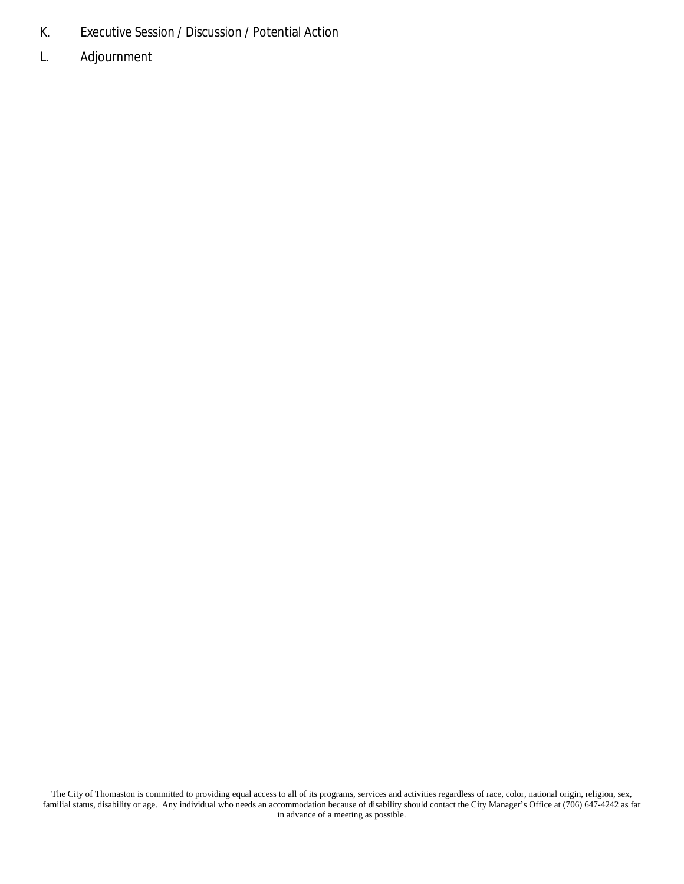K. Executive Session / Discussion / Potential Action

L. Adjournment

The City of Thomaston is committed to providing equal access to all of its programs, services and activities regardless of race, color, national origin, religion, sex, familial status, disability or age. Any individual who needs an accommodation because of disability should contact the City Manager's Office at (706) 647-4242 as far in advance of a meeting as possible.